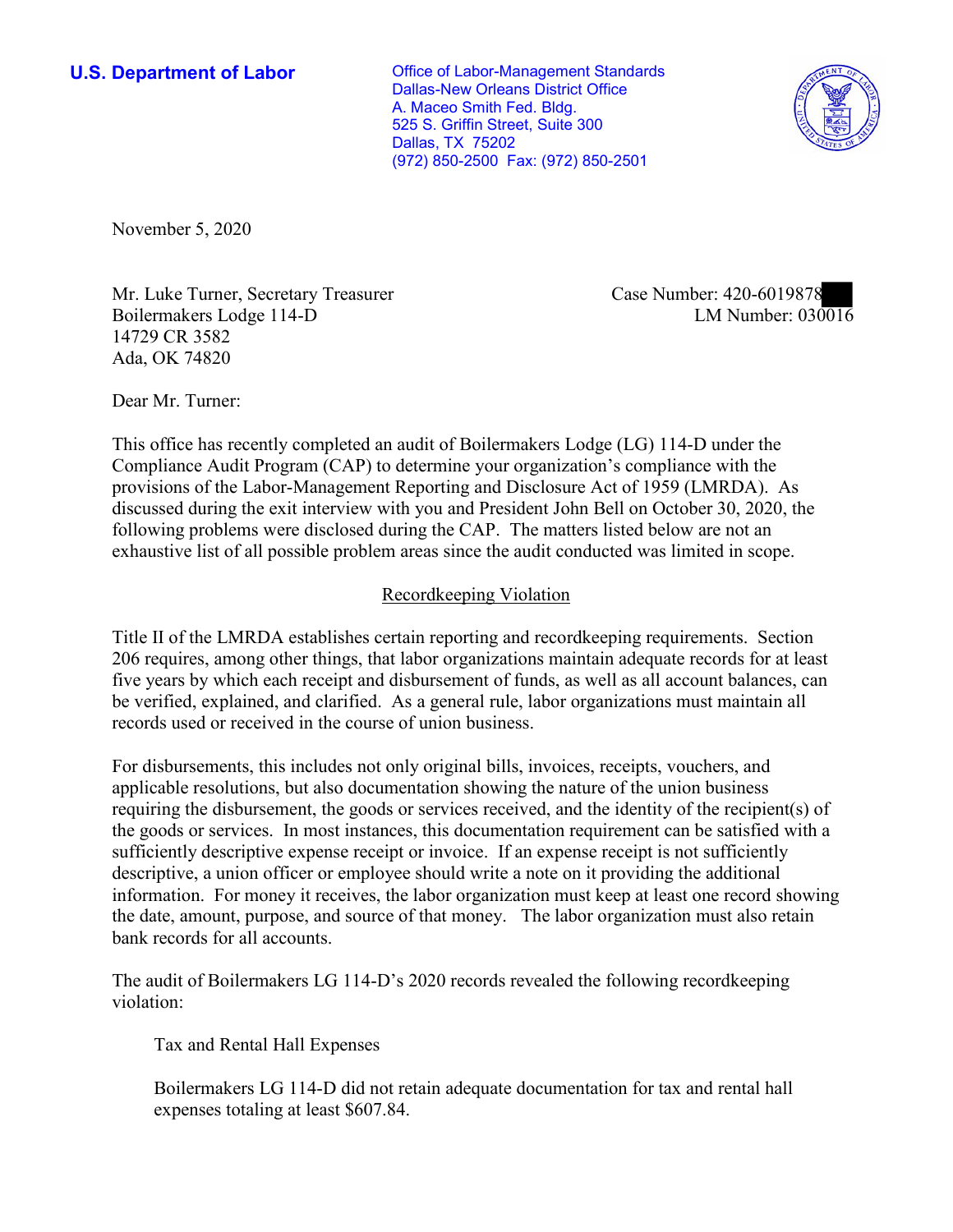**U.S. Department of Labor**

Office of Labor-Management Standards
Dallas-New Orleans District Office
A. Maceo Smith Fed. Bldg.
525 S. Griffin Street, Suite 300
Dallas, TX 75202
(972) 850-2500 Fax: (972) 850-2501

November 5, 2020

Mr. Luke Turner, Secretary Treasurer
Boilermakers Lodge 114-D
14729 CR 3582
Ada, OK 74820

Case Number: 420-6019878
LM Number: 030016

Dear Mr. Turner:

This office has recently completed an audit of Boilermakers Lodge (LG) 114-D under the Compliance Audit Program (CAP) to determine your organization's compliance with the provisions of the Labor-Management Reporting and Disclosure Act of 1959 (LMRDA). As discussed during the exit interview with you and President John Bell on October 30, 2020, the following problems were disclosed during the CAP. The matters listed below are not an exhaustive list of all possible problem areas since the audit conducted was limited in scope.

## Recordkeeping Violation

Title II of the LMRDA establishes certain reporting and recordkeeping requirements. Section 206 requires, among other things, that labor organizations maintain adequate records for at least five years by which each receipt and disbursement of funds, as well as all account balances, can be verified, explained, and clarified. As a general rule, labor organizations must maintain all records used or received in the course of union business.

For disbursements, this includes not only original bills, invoices, receipts, vouchers, and applicable resolutions, but also documentation showing the nature of the union business requiring the disbursement, the goods or services received, and the identity of the recipient(s) of the goods or services. In most instances, this documentation requirement can be satisfied with a sufficiently descriptive expense receipt or invoice. If an expense receipt is not sufficiently descriptive, a union officer or employee should write a note on it providing the additional information. For money it receives, the labor organization must keep at least one record showing the date, amount, purpose, and source of that money. The labor organization must also retain bank records for all accounts.

The audit of Boilermakers LG 114-D's 2020 records revealed the following recordkeeping violation:

Tax and Rental Hall Expenses

Boilermakers LG 114-D did not retain adequate documentation for tax and rental hall expenses totaling at least $607.84.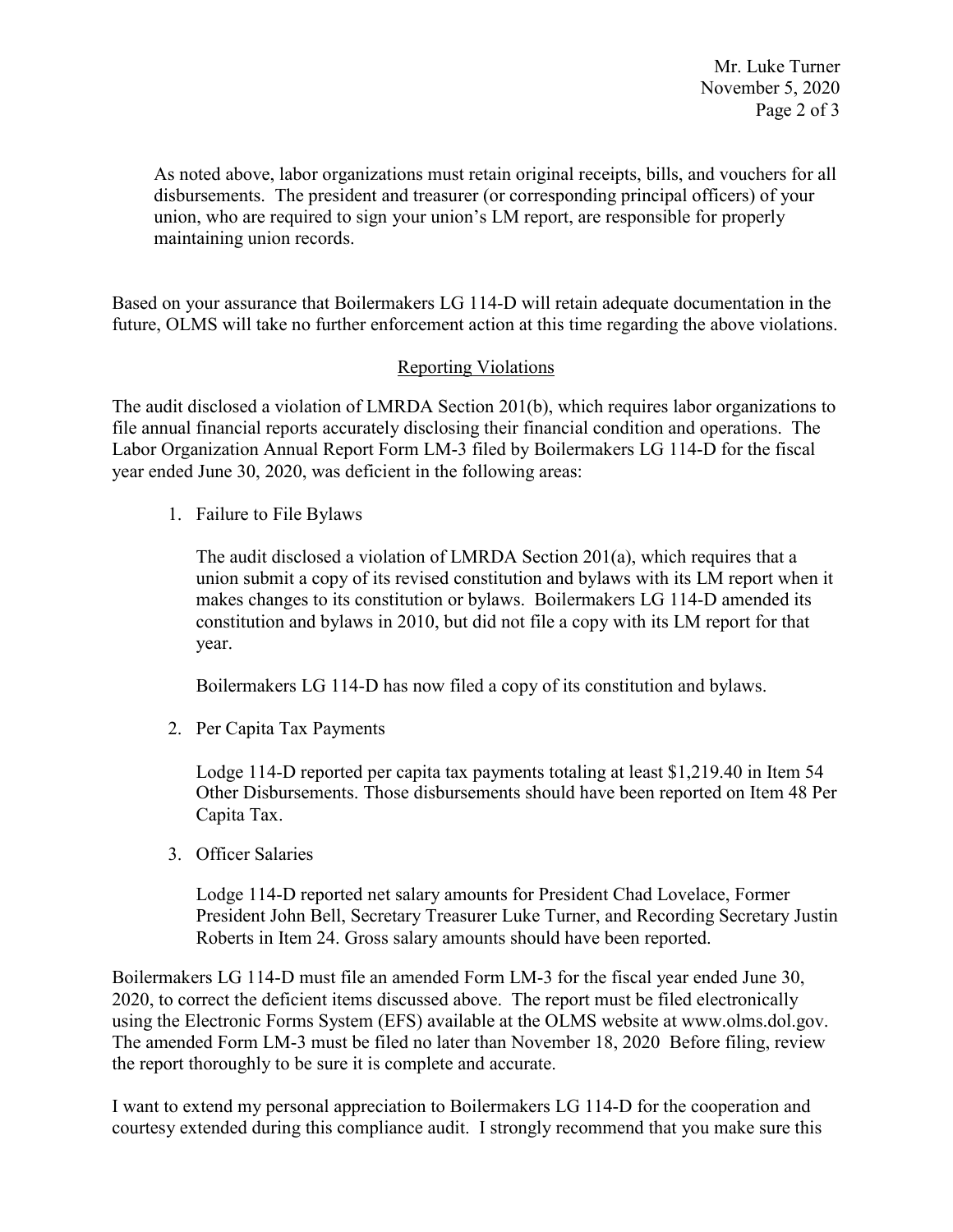As noted above, labor organizations must retain original receipts, bills, and vouchers for all disbursements. The president and treasurer (or corresponding principal officers) of your union, who are required to sign your union's LM report, are responsible for properly maintaining union records.

Based on your assurance that Boilermakers LG 114-D will retain adequate documentation in the future, OLMS will take no further enforcement action at this time regarding the above violations.

## Reporting Violations

The audit disclosed a violation of LMRDA Section 201(b), which requires labor organizations to file annual financial reports accurately disclosing their financial condition and operations. The Labor Organization Annual Report Form LM-3 filed by Boilermakers LG 114-D for the fiscal year ended June 30, 2020, was deficient in the following areas:

1. Failure to File Bylaws

   The audit disclosed a violation of LMRDA Section 201(a), which requires that a union submit a copy of its revised constitution and bylaws with its LM report when it makes changes to its constitution or bylaws. Boilermakers LG 114-D amended its constitution and bylaws in 2010, but did not file a copy with its LM report for that year.

   Boilermakers LG 114-D has now filed a copy of its constitution and bylaws.

2. Per Capita Tax Payments

   Lodge 114-D reported per capita tax payments totaling at least $1,219.40 in Item 54 Other Disbursements. Those disbursements should have been reported on Item 48 Per Capita Tax.

3. Officer Salaries

   Lodge 114-D reported net salary amounts for President Chad Lovelace, Former President John Bell, Secretary Treasurer Luke Turner, and Recording Secretary Justin Roberts in Item 24. Gross salary amounts should have been reported.

Boilermakers LG 114-D must file an amended Form LM-3 for the fiscal year ended June 30, 2020, to correct the deficient items discussed above. The report must be filed electronically using the Electronic Forms System (EFS) available at the OLMS website at www.olms.dol.gov. The amended Form LM-3 must be filed no later than November 18, 2020 Before filing, review the report thoroughly to be sure it is complete and accurate.

I want to extend my personal appreciation to Boilermakers LG 114-D for the cooperation and courtesy extended during this compliance audit. I strongly recommend that you make sure this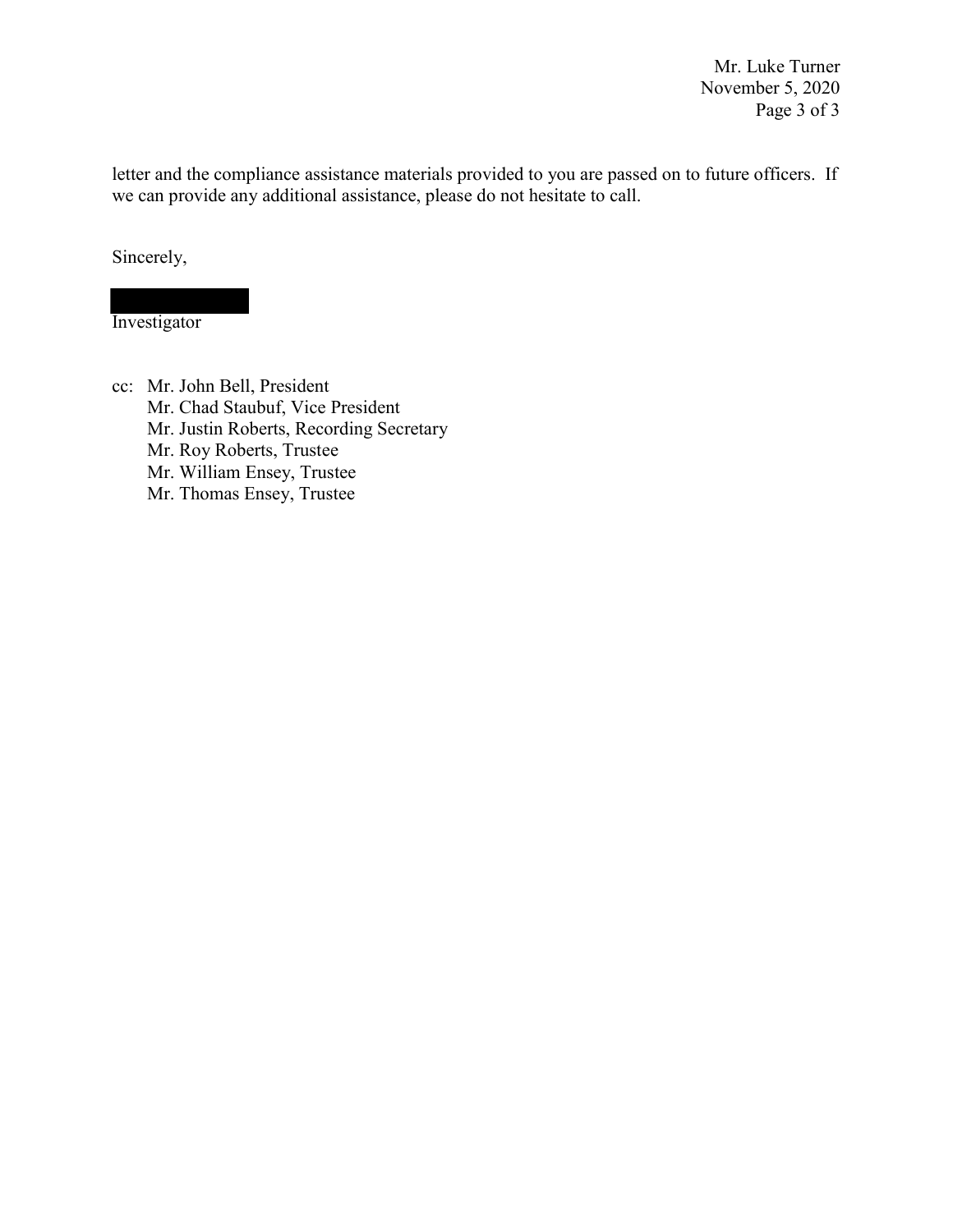letter and the compliance assistance materials provided to you are passed on to future officers. If we can provide any additional assistance, please do not hesitate to call.

Sincerely,

Investigator

cc: Mr. John Bell, President
Mr. Chad Staubuf, Vice President
Mr. Justin Roberts, Recording Secretary
Mr. Roy Roberts, Trustee
Mr. William Ensey, Trustee
Mr. Thomas Ensey, Trustee